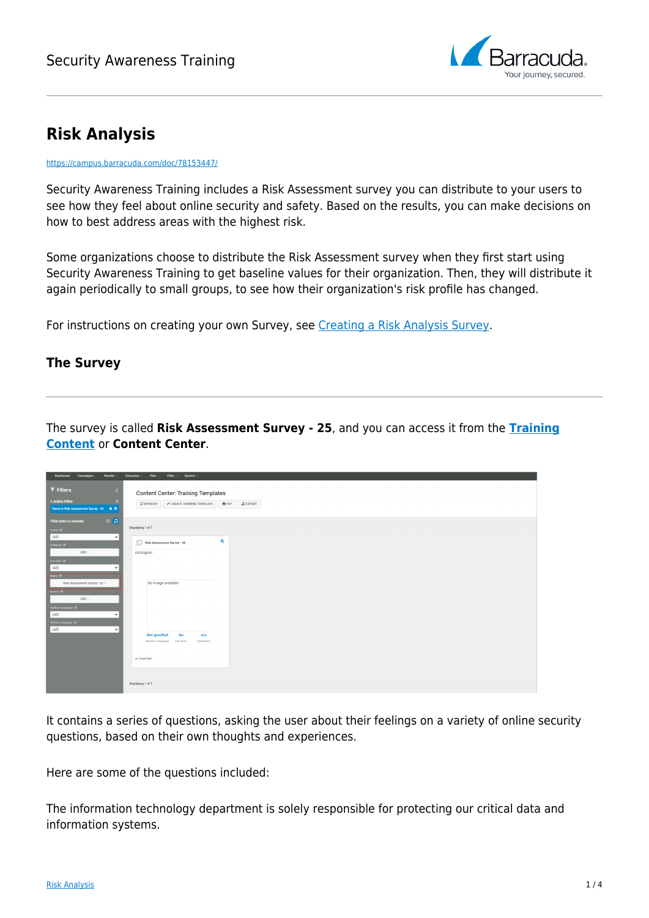# Risk Analysis

https://campus.barracuda.com/doc/78153447/

Security Awareness Training includes a Risk Assessment survey you can distribute to your users to see how they feel about online security and safety. Based on the results, you can make decisions on how to best address areas with the highest risk.

Some organizations choose to distribute the Risk Assessment survey when they first start using Security Awareness Training to get baseline values for their organization. Then, they will distribute it again periodically to small groups, to see how their organization's risk profile has changed.

For instructions on creating your own Survey, see Creating a Risk Analysis Survey.

## The Survey

The survey is called **Risk Assessment Survey - 25**, and you can access it from the **Training Content** or **Content Center**.

It contains a series of questions, asking the user about their feelings on a variety of online security questions, based on their own thoughts and experiences.

Here are some of the questions included:

The information technology department is solely responsible for protecting our critical data and information systems.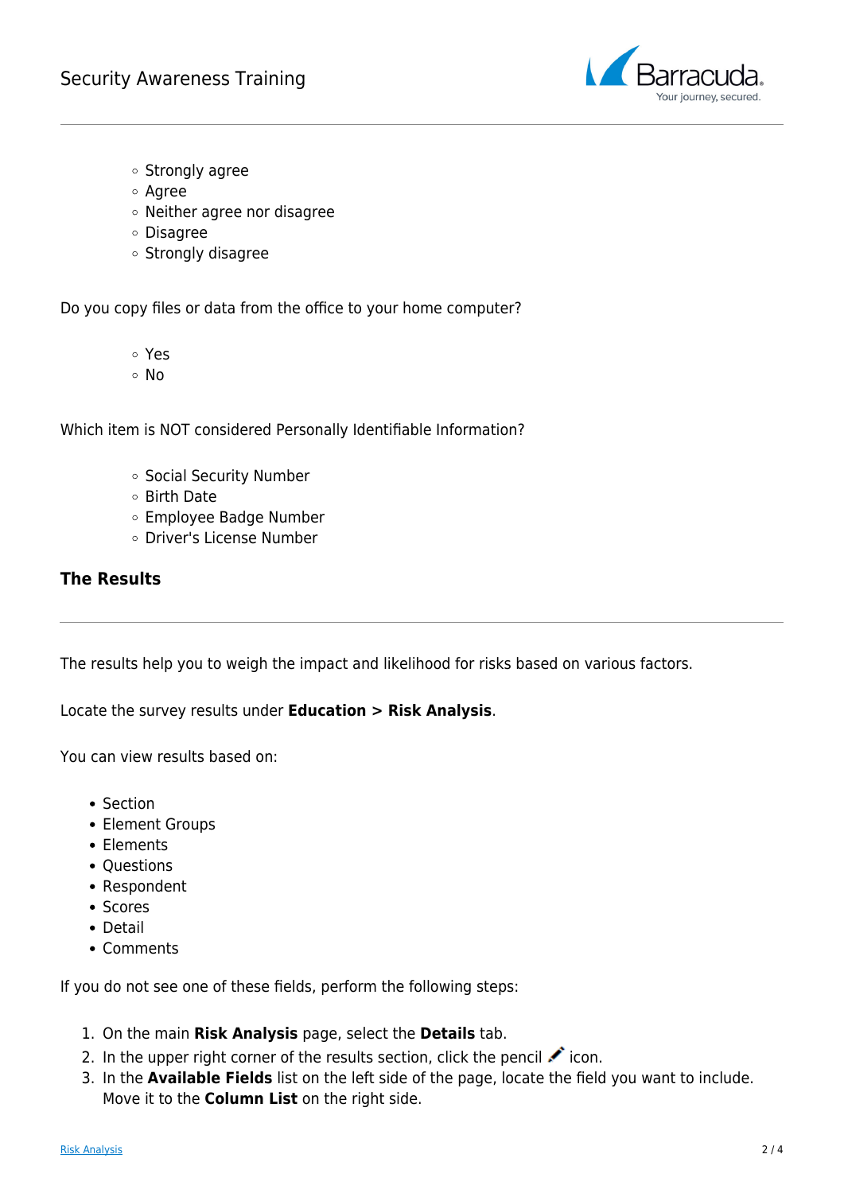- Strongly agree
  - Agree
  - Neither agree nor disagree
  - Disagree
  - Strongly disagree

Do you copy files or data from the office to your home computer?

  - Yes
  - No

Which item is NOT considered Personally Identifiable Information?

  - Social Security Number
  - Birth Date
  - Employee Badge Number
  - Driver's License Number

## The Results

---

The results help you to weigh the impact and likelihood for risks based on various factors.

Locate the survey results under **Education > Risk Analysis**.

You can view results based on:

- Section
- Element Groups
- Elements
- Questions
- Respondent
- Scores
- Detail
- Comments

If you do not see one of these fields, perform the following steps:

1. On the main **Risk Analysis** page, select the **Details** tab.
2. In the upper right corner of the results section, click the pencil ✏ icon.
3. In the **Available Fields** list on the left side of the page, locate the field you want to include. Move it to the **Column List** on the right side.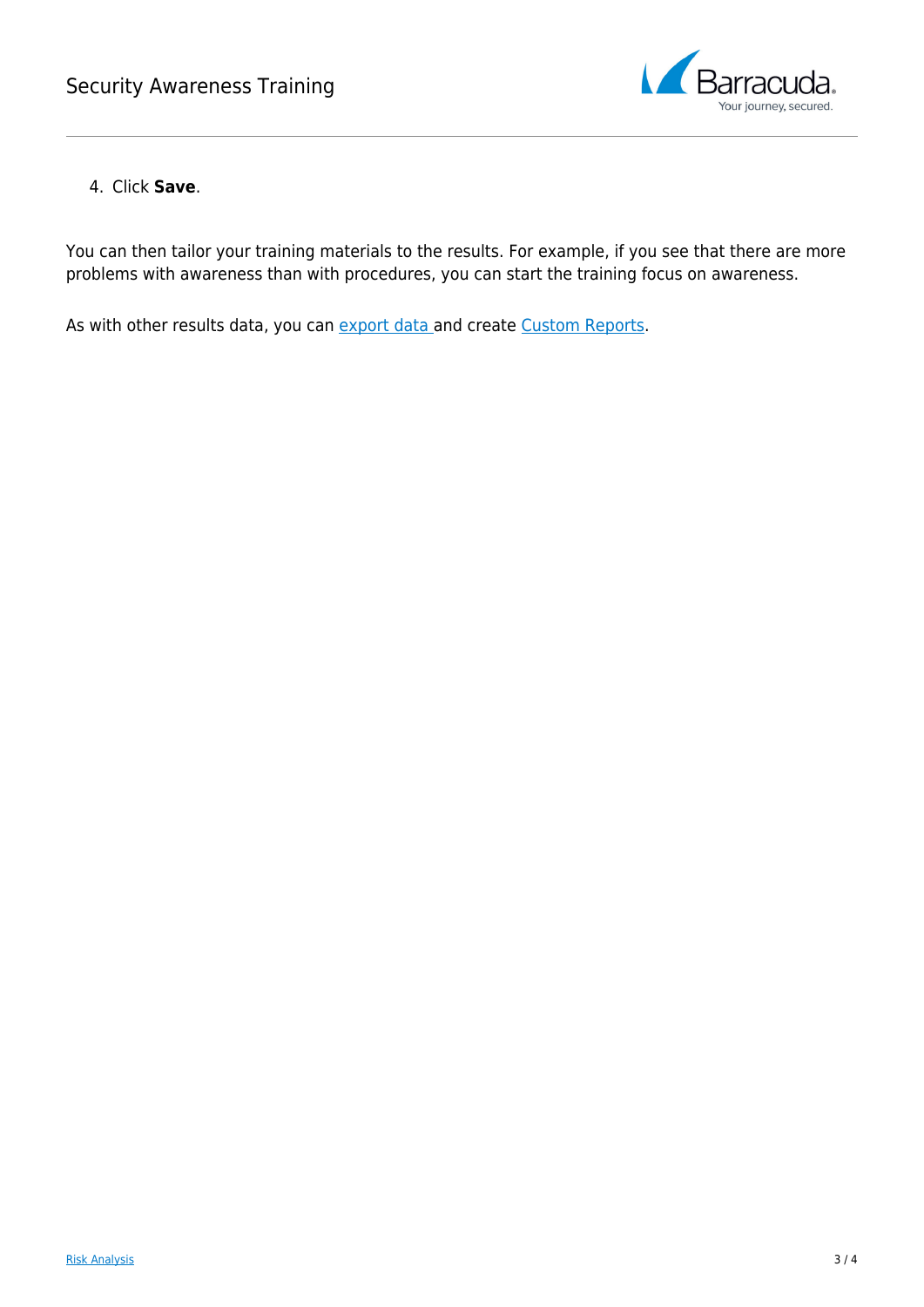4. Click **Save**.

You can then tailor your training materials to the results. For example, if you see that there are more problems with awareness than with procedures, you can start the training focus on awareness.

As with other results data, you can export data and create Custom Reports.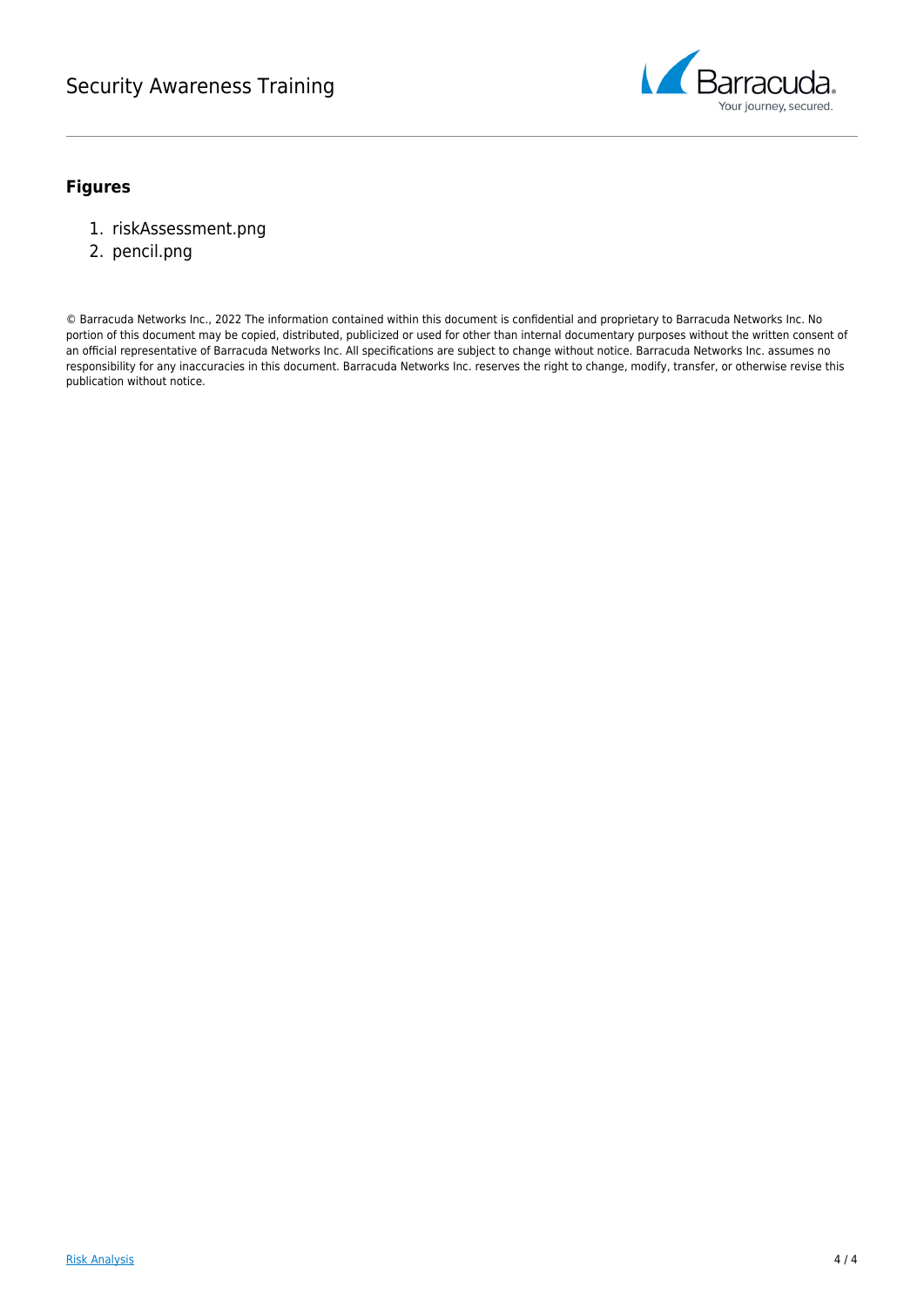## Figures

1. riskAssessment.png
2. pencil.png

© Barracuda Networks Inc., 2022 The information contained within this document is confidential and proprietary to Barracuda Networks Inc. No portion of this document may be copied, distributed, publicized or used for other than internal documentary purposes without the written consent of an official representative of Barracuda Networks Inc. All specifications are subject to change without notice. Barracuda Networks Inc. assumes no responsibility for any inaccuracies in this document. Barracuda Networks Inc. reserves the right to change, modify, transfer, or otherwise revise this publication without notice.